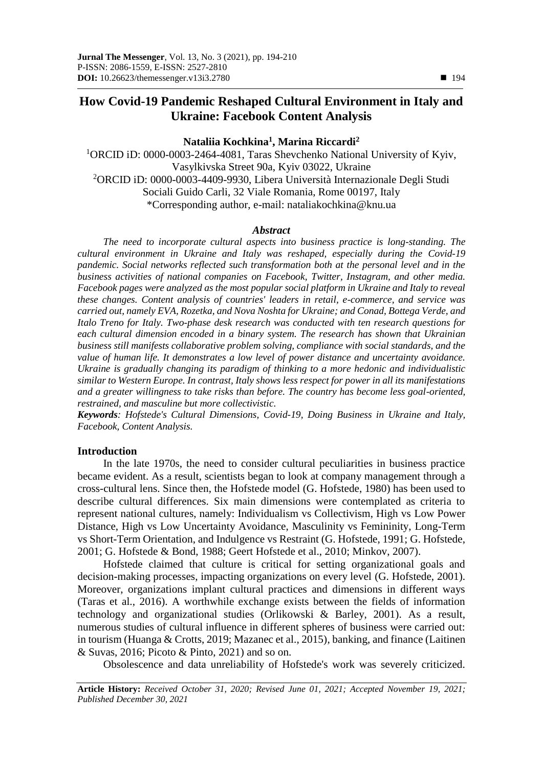# How Covid-19 Pandemic Reshaped Cultural Environment in Italy and Ukraine: Facebook Content Analysis

**Nataliia Kochkina[1], Marina Riccardi[2]**

[1]ORCID iD: 0000-0003-2464-4081, Taras Shevchenko National University of Kyiv, Vasylkivska Street 90a, Kyiv 03022, Ukraine
[2]ORCID iD: 0000-0003-4409-9930, Libera Università Internazionale Degli Studi Sociali Guido Carli, 32 Viale Romania, Rome 00197, Italy
*Corresponding author, e-mail: nataliakochkina@knu.ua

### *Abstract*

*The need to incorporate cultural aspects into business practice is long-standing. The cultural environment in Ukraine and Italy was reshaped, especially during the Covid-19 pandemic. Social networks reflected such transformation both at the personal level and in the business activities of national companies on Facebook, Twitter, Instagram, and other media. Facebook pages were analyzed as the most popular social platform in Ukraine and Italy to reveal these changes. Content analysis of countries' leaders in retail, e-commerce, and service was carried out, namely EVA, Rozetka, and Nova Noshta for Ukraine; and Conad, Bottega Verde, and Italo Treno for Italy. Two-phase desk research was conducted with ten research questions for each cultural dimension encoded in a binary system. The research has shown that Ukrainian business still manifests collaborative problem solving, compliance with social standards, and the value of human life. It demonstrates a low level of power distance and uncertainty avoidance. Ukraine is gradually changing its paradigm of thinking to a more hedonic and individualistic similar to Western Europe. In contrast, Italy shows less respect for power in all its manifestations and a greater willingness to take risks than before. The country has become less goal-oriented, restrained, and masculine but more collectivistic.*

***Keywords****: Hofstede's Cultural Dimensions, Covid-19, Doing Business in Ukraine and Italy, Facebook, Content Analysis.*

## Introduction

In the late 1970s, the need to consider cultural peculiarities in business practice became evident. As a result, scientists began to look at company management through a cross-cultural lens. Since then, the Hofstede model (G. Hofstede, 1980) has been used to describe cultural differences. Six main dimensions were contemplated as criteria to represent national cultures, namely: Individualism vs Collectivism, High vs Low Power Distance, High vs Low Uncertainty Avoidance, Masculinity vs Femininity, Long-Term vs Short-Term Orientation, and Indulgence vs Restraint (G. Hofstede, 1991; G. Hofstede, 2001; G. Hofstede & Bond, 1988; Geert Hofstede et al., 2010; Minkov, 2007).

Hofstede claimed that culture is critical for setting organizational goals and decision-making processes, impacting organizations on every level (G. Hofstede, 2001). Moreover, organizations implant cultural practices and dimensions in different ways (Taras et al., 2016). A worthwhile exchange exists between the fields of information technology and organizational studies (Orlikowski & Barley, 2001). As a result, numerous studies of cultural influence in different spheres of business were carried out: in tourism (Huanga & Crotts, 2019; Mazanec et al., 2015), banking, and finance (Laitinen & Suvas, 2016; Picoto & Pinto, 2021) and so on.

Obsolescence and data unreliability of Hofstede's work was severely criticized.

**Article History:** *Received October 31, 2020; Revised June 01, 2021; Accepted November 19, 2021; Published December 30, 2021*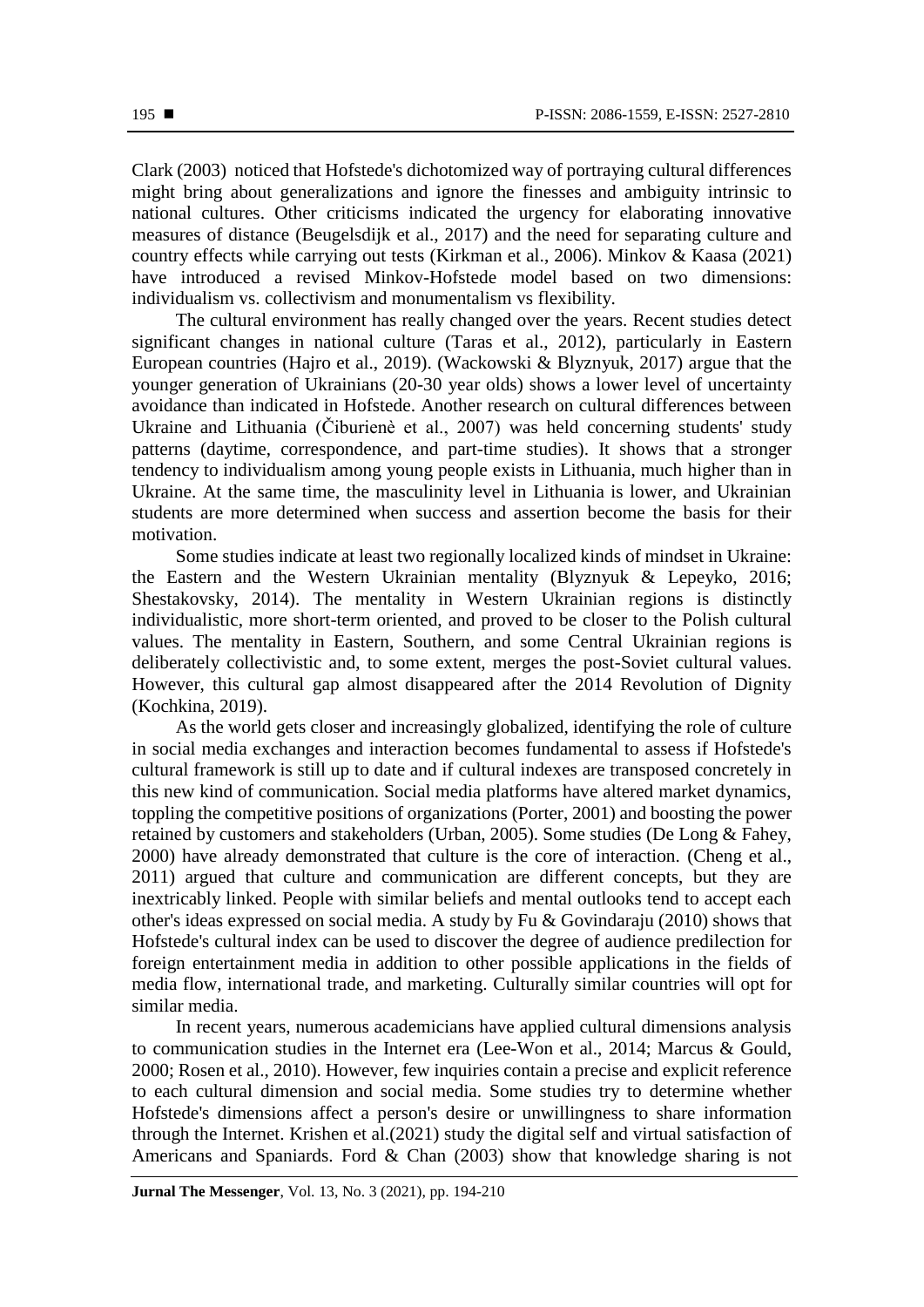Clark (2003) noticed that Hofstede's dichotomized way of portraying cultural differences might bring about generalizations and ignore the finesses and ambiguity intrinsic to national cultures. Other criticisms indicated the urgency for elaborating innovative measures of distance (Beugelsdijk et al., 2017) and the need for separating culture and country effects while carrying out tests (Kirkman et al., 2006). Minkov & Kaasa (2021) have introduced a revised Minkov-Hofstede model based on two dimensions: individualism vs. collectivism and monumentalism vs flexibility.

The cultural environment has really changed over the years. Recent studies detect significant changes in national culture (Taras et al., 2012), particularly in Eastern European countries (Hajro et al., 2019). (Wackowski & Blyznyuk, 2017) argue that the younger generation of Ukrainians (20-30 year olds) shows a lower level of uncertainty avoidance than indicated in Hofstede. Another research on cultural differences between Ukraine and Lithuania (Čiburienė et al., 2007) was held concerning students' study patterns (daytime, correspondence, and part-time studies). It shows that a stronger tendency to individualism among young people exists in Lithuania, much higher than in Ukraine. At the same time, the masculinity level in Lithuania is lower, and Ukrainian students are more determined when success and assertion become the basis for their motivation.

Some studies indicate at least two regionally localized kinds of mindset in Ukraine: the Eastern and the Western Ukrainian mentality (Blyznyuk & Lepeyko, 2016; Shestakovsky, 2014). The mentality in Western Ukrainian regions is distinctly individualistic, more short-term oriented, and proved to be closer to the Polish cultural values. The mentality in Eastern, Southern, and some Central Ukrainian regions is deliberately collectivistic and, to some extent, merges the post-Soviet cultural values. However, this cultural gap almost disappeared after the 2014 Revolution of Dignity (Kochkina, 2019).

As the world gets closer and increasingly globalized, identifying the role of culture in social media exchanges and interaction becomes fundamental to assess if Hofstede's cultural framework is still up to date and if cultural indexes are transposed concretely in this new kind of communication. Social media platforms have altered market dynamics, toppling the competitive positions of organizations (Porter, 2001) and boosting the power retained by customers and stakeholders (Urban, 2005). Some studies (De Long & Fahey, 2000) have already demonstrated that culture is the core of interaction. (Cheng et al., 2011) argued that culture and communication are different concepts, but they are inextricably linked. People with similar beliefs and mental outlooks tend to accept each other's ideas expressed on social media. A study by Fu & Govindaraju (2010) shows that Hofstede's cultural index can be used to discover the degree of audience predilection for foreign entertainment media in addition to other possible applications in the fields of media flow, international trade, and marketing. Culturally similar countries will opt for similar media.

In recent years, numerous academicians have applied cultural dimensions analysis to communication studies in the Internet era (Lee-Won et al., 2014; Marcus & Gould, 2000; Rosen et al., 2010). However, few inquiries contain a precise and explicit reference to each cultural dimension and social media. Some studies try to determine whether Hofstede's dimensions affect a person's desire or unwillingness to share information through the Internet. Krishen et al.(2021) study the digital self and virtual satisfaction of Americans and Spaniards. Ford & Chan (2003) show that knowledge sharing is not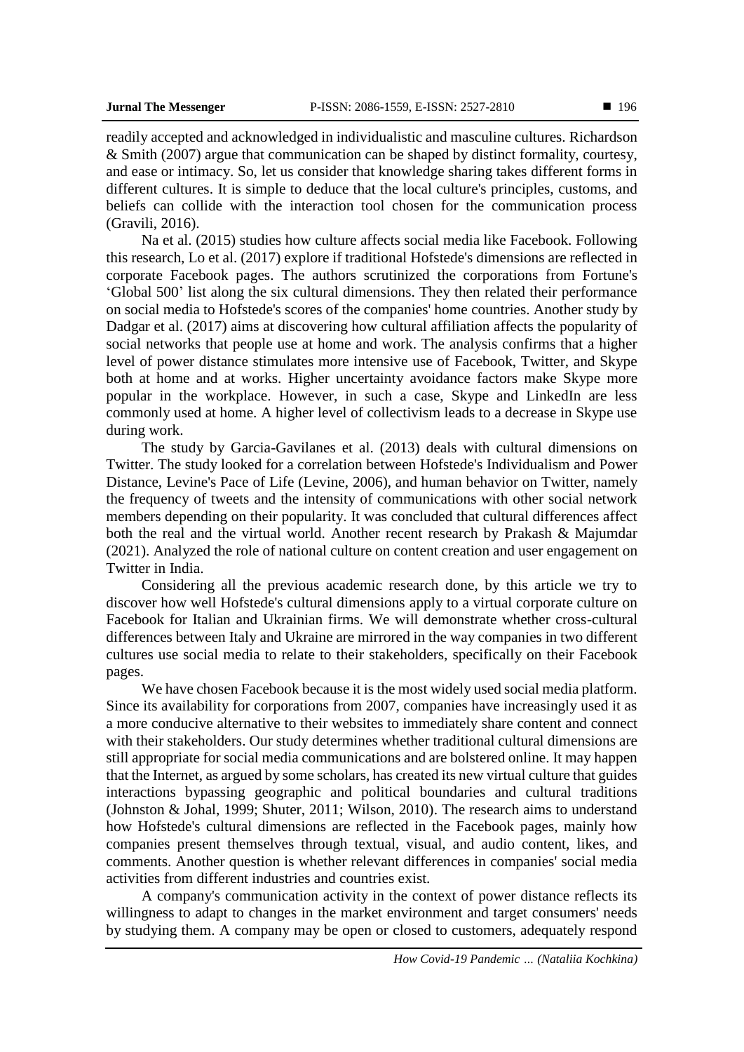readily accepted and acknowledged in individualistic and masculine cultures. Richardson & Smith (2007) argue that communication can be shaped by distinct formality, courtesy, and ease or intimacy. So, let us consider that knowledge sharing takes different forms in different cultures. It is simple to deduce that the local culture's principles, customs, and beliefs can collide with the interaction tool chosen for the communication process (Gravili, 2016).

Na et al. (2015) studies how culture affects social media like Facebook. Following this research, Lo et al. (2017) explore if traditional Hofstede's dimensions are reflected in corporate Facebook pages. The authors scrutinized the corporations from Fortune's 'Global 500' list along the six cultural dimensions. They then related their performance on social media to Hofstede's scores of the companies' home countries. Another study by Dadgar et al. (2017) aims at discovering how cultural affiliation affects the popularity of social networks that people use at home and work. The analysis confirms that a higher level of power distance stimulates more intensive use of Facebook, Twitter, and Skype both at home and at works. Higher uncertainty avoidance factors make Skype more popular in the workplace. However, in such a case, Skype and LinkedIn are less commonly used at home. A higher level of collectivism leads to a decrease in Skype use during work.

The study by Garcia-Gavilanes et al. (2013) deals with cultural dimensions on Twitter. The study looked for a correlation between Hofstede's Individualism and Power Distance, Levine's Pace of Life (Levine, 2006), and human behavior on Twitter, namely the frequency of tweets and the intensity of communications with other social network members depending on their popularity. It was concluded that cultural differences affect both the real and the virtual world. Another recent research by Prakash & Majumdar (2021). Analyzed the role of national culture on content creation and user engagement on Twitter in India.

Considering all the previous academic research done, by this article we try to discover how well Hofstede's cultural dimensions apply to a virtual corporate culture on Facebook for Italian and Ukrainian firms. We will demonstrate whether cross-cultural differences between Italy and Ukraine are mirrored in the way companies in two different cultures use social media to relate to their stakeholders, specifically on their Facebook pages.

We have chosen Facebook because it is the most widely used social media platform. Since its availability for corporations from 2007, companies have increasingly used it as a more conducive alternative to their websites to immediately share content and connect with their stakeholders. Our study determines whether traditional cultural dimensions are still appropriate for social media communications and are bolstered online. It may happen that the Internet, as argued by some scholars, has created its new virtual culture that guides interactions bypassing geographic and political boundaries and cultural traditions (Johnston & Johal, 1999; Shuter, 2011; Wilson, 2010). The research aims to understand how Hofstede's cultural dimensions are reflected in the Facebook pages, mainly how companies present themselves through textual, visual, and audio content, likes, and comments. Another question is whether relevant differences in companies' social media activities from different industries and countries exist.

A company's communication activity in the context of power distance reflects its willingness to adapt to changes in the market environment and target consumers' needs by studying them. A company may be open or closed to customers, adequately respond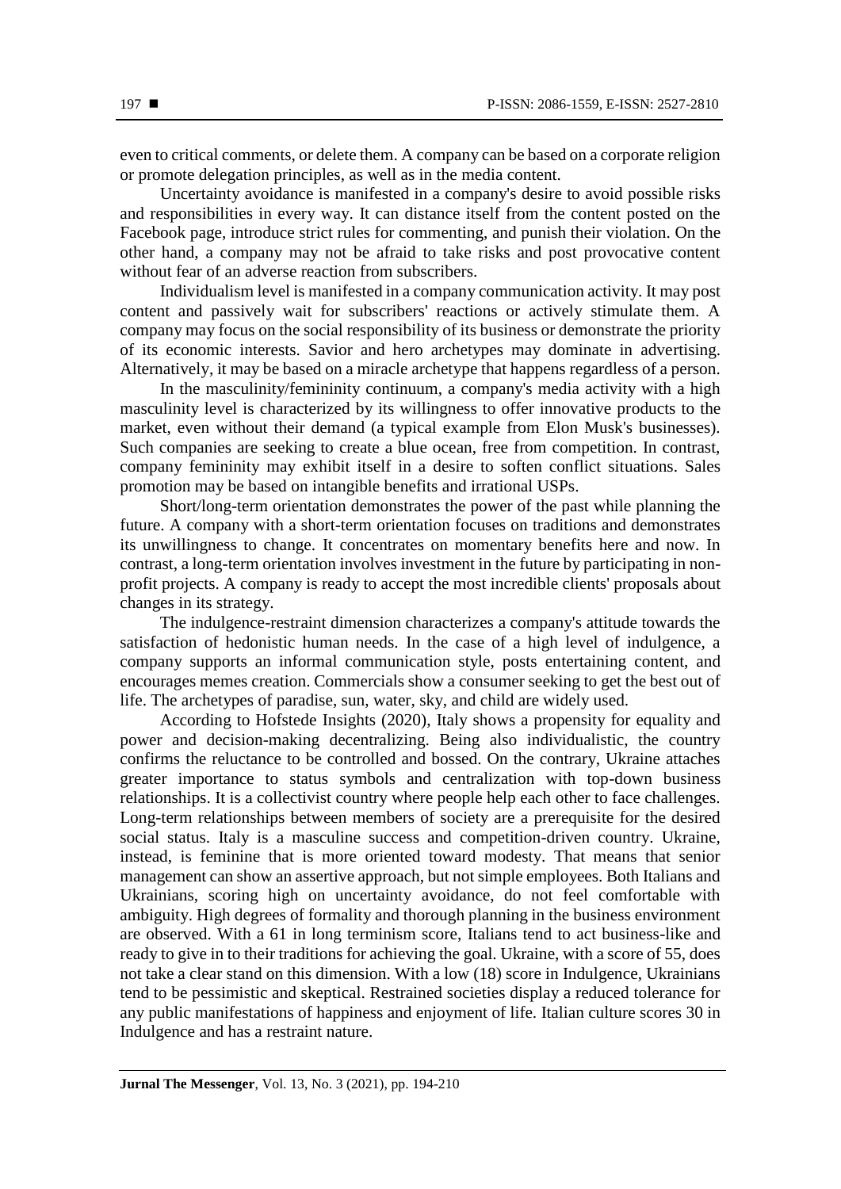even to critical comments, or delete them. A company can be based on a corporate religion or promote delegation principles, as well as in the media content.

Uncertainty avoidance is manifested in a company's desire to avoid possible risks and responsibilities in every way. It can distance itself from the content posted on the Facebook page, introduce strict rules for commenting, and punish their violation. On the other hand, a company may not be afraid to take risks and post provocative content without fear of an adverse reaction from subscribers.

Individualism level is manifested in a company communication activity. It may post content and passively wait for subscribers' reactions or actively stimulate them. A company may focus on the social responsibility of its business or demonstrate the priority of its economic interests. Savior and hero archetypes may dominate in advertising. Alternatively, it may be based on a miracle archetype that happens regardless of a person.

In the masculinity/femininity continuum, a company's media activity with a high masculinity level is characterized by its willingness to offer innovative products to the market, even without their demand (a typical example from Elon Musk's businesses). Such companies are seeking to create a blue ocean, free from competition. In contrast, company femininity may exhibit itself in a desire to soften conflict situations. Sales promotion may be based on intangible benefits and irrational USPs.

Short/long-term orientation demonstrates the power of the past while planning the future. A company with a short-term orientation focuses on traditions and demonstrates its unwillingness to change. It concentrates on momentary benefits here and now. In contrast, a long-term orientation involves investment in the future by participating in non-profit projects. A company is ready to accept the most incredible clients' proposals about changes in its strategy.

The indulgence-restraint dimension characterizes a company's attitude towards the satisfaction of hedonistic human needs. In the case of a high level of indulgence, a company supports an informal communication style, posts entertaining content, and encourages memes creation. Commercials show a consumer seeking to get the best out of life. The archetypes of paradise, sun, water, sky, and child are widely used.

According to Hofstede Insights (2020), Italy shows a propensity for equality and power and decision-making decentralizing. Being also individualistic, the country confirms the reluctance to be controlled and bossed. On the contrary, Ukraine attaches greater importance to status symbols and centralization with top-down business relationships. It is a collectivist country where people help each other to face challenges. Long-term relationships between members of society are a prerequisite for the desired social status. Italy is a masculine success and competition-driven country. Ukraine, instead, is feminine that is more oriented toward modesty. That means that senior management can show an assertive approach, but not simple employees. Both Italians and Ukrainians, scoring high on uncertainty avoidance, do not feel comfortable with ambiguity. High degrees of formality and thorough planning in the business environment are observed. With a 61 in long terminism score, Italians tend to act business-like and ready to give in to their traditions for achieving the goal. Ukraine, with a score of 55, does not take a clear stand on this dimension. With a low (18) score in Indulgence, Ukrainians tend to be pessimistic and skeptical. Restrained societies display a reduced tolerance for any public manifestations of happiness and enjoyment of life. Italian culture scores 30 in Indulgence and has a restraint nature.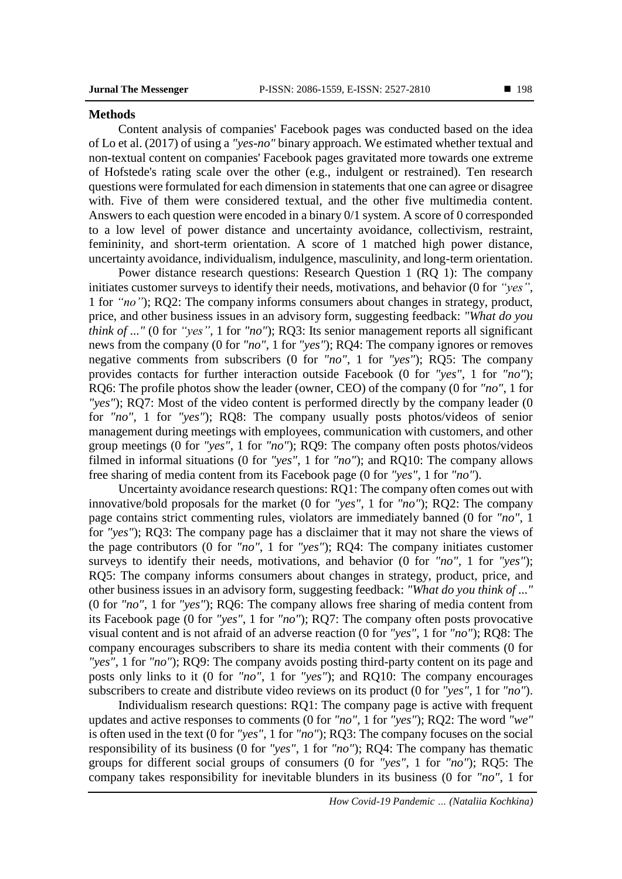## Methods

Content analysis of companies' Facebook pages was conducted based on the idea of Lo et al. (2017) of using a *"yes-no"* binary approach. We estimated whether textual and non-textual content on companies' Facebook pages gravitated more towards one extreme of Hofstede's rating scale over the other (e.g., indulgent or restrained). Ten research questions were formulated for each dimension in statements that one can agree or disagree with. Five of them were considered textual, and the other five multimedia content. Answers to each question were encoded in a binary 0/1 system. A score of 0 corresponded to a low level of power distance and uncertainty avoidance, collectivism, restraint, femininity, and short-term orientation. A score of 1 matched high power distance, uncertainty avoidance, individualism, indulgence, masculinity, and long-term orientation.

Power distance research questions: Research Question 1 (RQ 1): The company initiates customer surveys to identify their needs, motivations, and behavior (0 for *"yes"*, 1 for *"no"*); RQ2: The company informs consumers about changes in strategy, product, price, and other business issues in an advisory form, suggesting feedback: *"What do you think of ..."* (0 for *"yes"*, 1 for *"no"*); RQ3: Its senior management reports all significant news from the company (0 for *"no"*, 1 for *"yes"*); RQ4: The company ignores or removes negative comments from subscribers (0 for *"no"*, 1 for *"yes"*); RQ5: The company provides contacts for further interaction outside Facebook (0 for *"yes"*, 1 for *"no"*); RQ6: The profile photos show the leader (owner, CEO) of the company (0 for *"no"*, 1 for *"yes"*); RQ7: Most of the video content is performed directly by the company leader (0 for *"no"*, 1 for *"yes"*); RQ8: The company usually posts photos/videos of senior management during meetings with employees, communication with customers, and other group meetings (0 for *"yes"*, 1 for *"no"*); RQ9: The company often posts photos/videos filmed in informal situations (0 for *"yes"*, 1 for *"no"*); and RQ10: The company allows free sharing of media content from its Facebook page (0 for *"yes"*, 1 for *"no"*).

Uncertainty avoidance research questions: RQ1: The company often comes out with innovative/bold proposals for the market (0 for *"yes"*, 1 for *"no"*); RQ2: The company page contains strict commenting rules, violators are immediately banned (0 for *"no"*, 1 for *"yes"*); RQ3: The company page has a disclaimer that it may not share the views of the page contributors (0 for *"no"*, 1 for *"yes"*); RQ4: The company initiates customer surveys to identify their needs, motivations, and behavior (0 for *"no"*, 1 for *"yes"*); RQ5: The company informs consumers about changes in strategy, product, price, and other business issues in an advisory form, suggesting feedback: *"What do you think of ..."* (0 for *"no"*, 1 for *"yes"*); RQ6: The company allows free sharing of media content from its Facebook page (0 for *"yes"*, 1 for *"no"*); RQ7: The company often posts provocative visual content and is not afraid of an adverse reaction (0 for *"yes"*, 1 for *"no"*); RQ8: The company encourages subscribers to share its media content with their comments (0 for *"yes"*, 1 for *"no"*); RQ9: The company avoids posting third-party content on its page and posts only links to it (0 for *"no"*, 1 for *"yes"*); and RQ10: The company encourages subscribers to create and distribute video reviews on its product (0 for *"yes"*, 1 for *"no"*).

Individualism research questions: RQ1: The company page is active with frequent updates and active responses to comments (0 for *"no"*, 1 for *"yes"*); RQ2: The word *"we"* is often used in the text (0 for *"yes"*, 1 for *"no"*); RQ3: The company focuses on the social responsibility of its business (0 for *"yes"*, 1 for *"no"*); RQ4: The company has thematic groups for different social groups of consumers (0 for *"yes"*, 1 for *"no"*); RQ5: The company takes responsibility for inevitable blunders in its business (0 for *"no"*, 1 for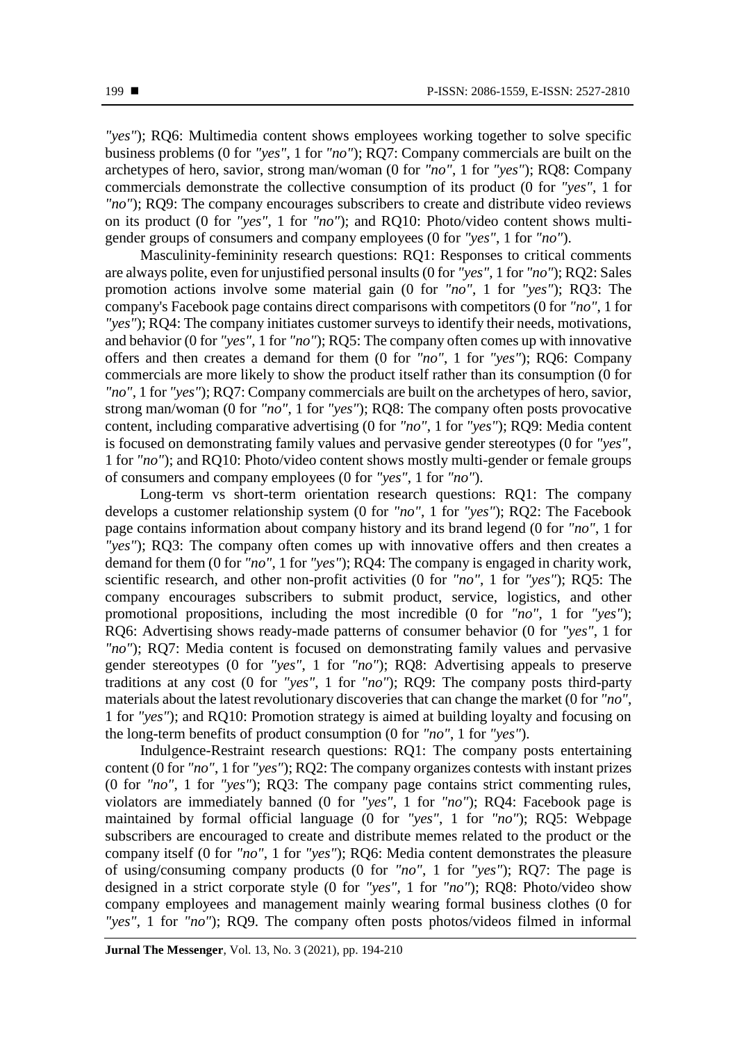*"yes"*); RQ6: Multimedia content shows employees working together to solve specific business problems (0 for *"yes"*, 1 for *"no"*); RQ7: Company commercials are built on the archetypes of hero, savior, strong man/woman (0 for *"no"*, 1 for *"yes"*); RQ8: Company commercials demonstrate the collective consumption of its product (0 for *"yes"*, 1 for *"no"*); RQ9: The company encourages subscribers to create and distribute video reviews on its product (0 for *"yes"*, 1 for *"no"*); and RQ10: Photo/video content shows multi-gender groups of consumers and company employees (0 for *"yes"*, 1 for *"no"*).

Masculinity-femininity research questions: RQ1: Responses to critical comments are always polite, even for unjustified personal insults (0 for *"yes"*, 1 for *"no"*); RQ2: Sales promotion actions involve some material gain (0 for *"no"*, 1 for *"yes"*); RQ3: The company's Facebook page contains direct comparisons with competitors (0 for *"no"*, 1 for *"yes"*); RQ4: The company initiates customer surveys to identify their needs, motivations, and behavior (0 for *"yes"*, 1 for *"no"*); RQ5: The company often comes up with innovative offers and then creates a demand for them (0 for *"no"*, 1 for *"yes"*); RQ6: Company commercials are more likely to show the product itself rather than its consumption (0 for *"no"*, 1 for *"yes"*); RQ7: Company commercials are built on the archetypes of hero, savior, strong man/woman (0 for *"no"*, 1 for *"yes"*); RQ8: The company often posts provocative content, including comparative advertising (0 for *"no"*, 1 for *"yes"*); RQ9: Media content is focused on demonstrating family values and pervasive gender stereotypes (0 for *"yes"*, 1 for *"no"*); and RQ10: Photo/video content shows mostly multi-gender or female groups of consumers and company employees (0 for *"yes"*, 1 for *"no"*).

Long-term vs short-term orientation research questions: RQ1: The company develops a customer relationship system (0 for *"no"*, 1 for *"yes"*); RQ2: The Facebook page contains information about company history and its brand legend (0 for *"no"*, 1 for *"yes"*); RQ3: The company often comes up with innovative offers and then creates a demand for them (0 for *"no"*, 1 for *"yes"*); RQ4: The company is engaged in charity work, scientific research, and other non-profit activities (0 for *"no"*, 1 for *"yes"*); RQ5: The company encourages subscribers to submit product, service, logistics, and other promotional propositions, including the most incredible (0 for *"no"*, 1 for *"yes"*); RQ6: Advertising shows ready-made patterns of consumer behavior (0 for *"yes"*, 1 for *"no"*); RQ7: Media content is focused on demonstrating family values and pervasive gender stereotypes (0 for *"yes"*, 1 for *"no"*); RQ8: Advertising appeals to preserve traditions at any cost (0 for *"yes"*, 1 for *"no"*); RQ9: The company posts third-party materials about the latest revolutionary discoveries that can change the market (0 for *"no"*, 1 for *"yes"*); and RQ10: Promotion strategy is aimed at building loyalty and focusing on the long-term benefits of product consumption (0 for *"no"*, 1 for *"yes"*).

Indulgence-Restraint research questions: RQ1: The company posts entertaining content (0 for *"no"*, 1 for *"yes"*); RQ2: The company organizes contests with instant prizes (0 for *"no"*, 1 for *"yes"*); RQ3: The company page contains strict commenting rules, violators are immediately banned (0 for *"yes"*, 1 for *"no"*); RQ4: Facebook page is maintained by formal official language (0 for *"yes"*, 1 for *"no"*); RQ5: Webpage subscribers are encouraged to create and distribute memes related to the product or the company itself (0 for *"no"*, 1 for *"yes"*); RQ6: Media content demonstrates the pleasure of using/consuming company products (0 for *"no"*, 1 for *"yes"*); RQ7: The page is designed in a strict corporate style (0 for *"yes"*, 1 for *"no"*); RQ8: Photo/video show company employees and management mainly wearing formal business clothes (0 for *"yes"*, 1 for *"no"*); RQ9. The company often posts photos/videos filmed in informal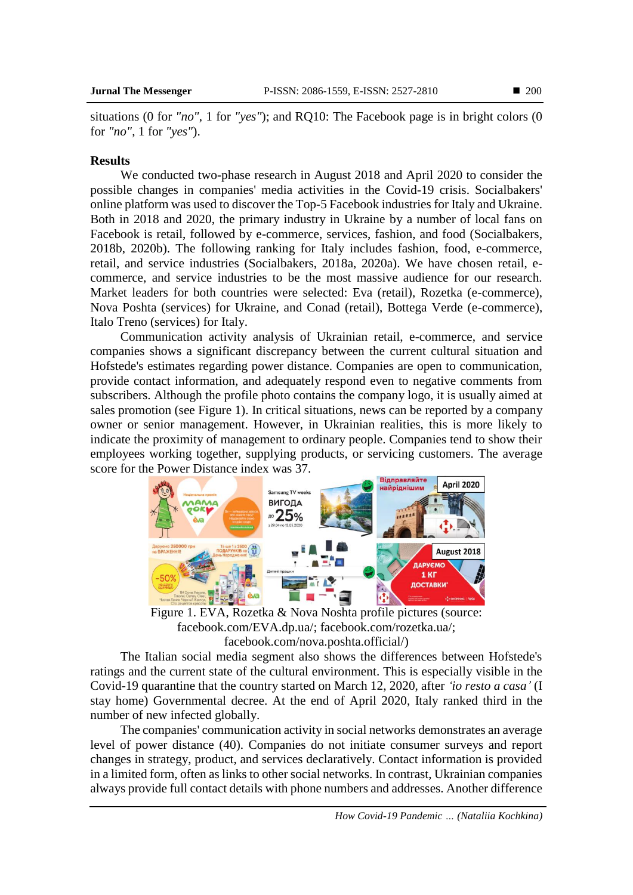situations (0 for *"no"*, 1 for *"yes"*); and RQ10: The Facebook page is in bright colors (0 for *"no"*, 1 for *"yes"*).

**Results**

We conducted two-phase research in August 2018 and April 2020 to consider the possible changes in companies' media activities in the Covid-19 crisis. Socialbakers' online platform was used to discover the Top-5 Facebook industries for Italy and Ukraine. Both in 2018 and 2020, the primary industry in Ukraine by a number of local fans on Facebook is retail, followed by e-commerce, services, fashion, and food (Socialbakers, 2018b, 2020b). The following ranking for Italy includes fashion, food, e-commerce, retail, and service industries (Socialbakers, 2018a, 2020a). We have chosen retail, e-commerce, and service industries to be the most massive audience for our research. Market leaders for both countries were selected: Eva (retail), Rozetka (e-commerce), Nova Poshta (services) for Ukraine, and Conad (retail), Bottega Verde (e-commerce), Italo Treno (services) for Italy.

Communication activity analysis of Ukrainian retail, e-commerce, and service companies shows a significant discrepancy between the current cultural situation and Hofstede's estimates regarding power distance. Companies are open to communication, provide contact information, and adequately respond even to negative comments from subscribers. Although the profile photo contains the company logo, it is usually aimed at sales promotion (see Figure 1). In critical situations, news can be reported by a company owner or senior management. However, in Ukrainian realities, this is more likely to indicate the proximity of management to ordinary people. Companies tend to show their employees working together, supplying products, or servicing customers. The average score for the Power Distance index was 37.

Figure 1. EVA, Rozetka & Nova Noshta profile pictures (source: facebook.com/EVA.dp.ua/; facebook.com/rozetka.ua/; facebook.com/nova.poshta.official/)

The Italian social media segment also shows the differences between Hofstede's ratings and the current state of the cultural environment. This is especially visible in the Covid-19 quarantine that the country started on March 12, 2020, after *'io resto a casa'* (I stay home) Governmental decree. At the end of April 2020, Italy ranked third in the number of new infected globally.

The companies' communication activity in social networks demonstrates an average level of power distance (40). Companies do not initiate consumer surveys and report changes in strategy, product, and services declaratively. Contact information is provided in a limited form, often as links to other social networks. In contrast, Ukrainian companies always provide full contact details with phone numbers and addresses. Another difference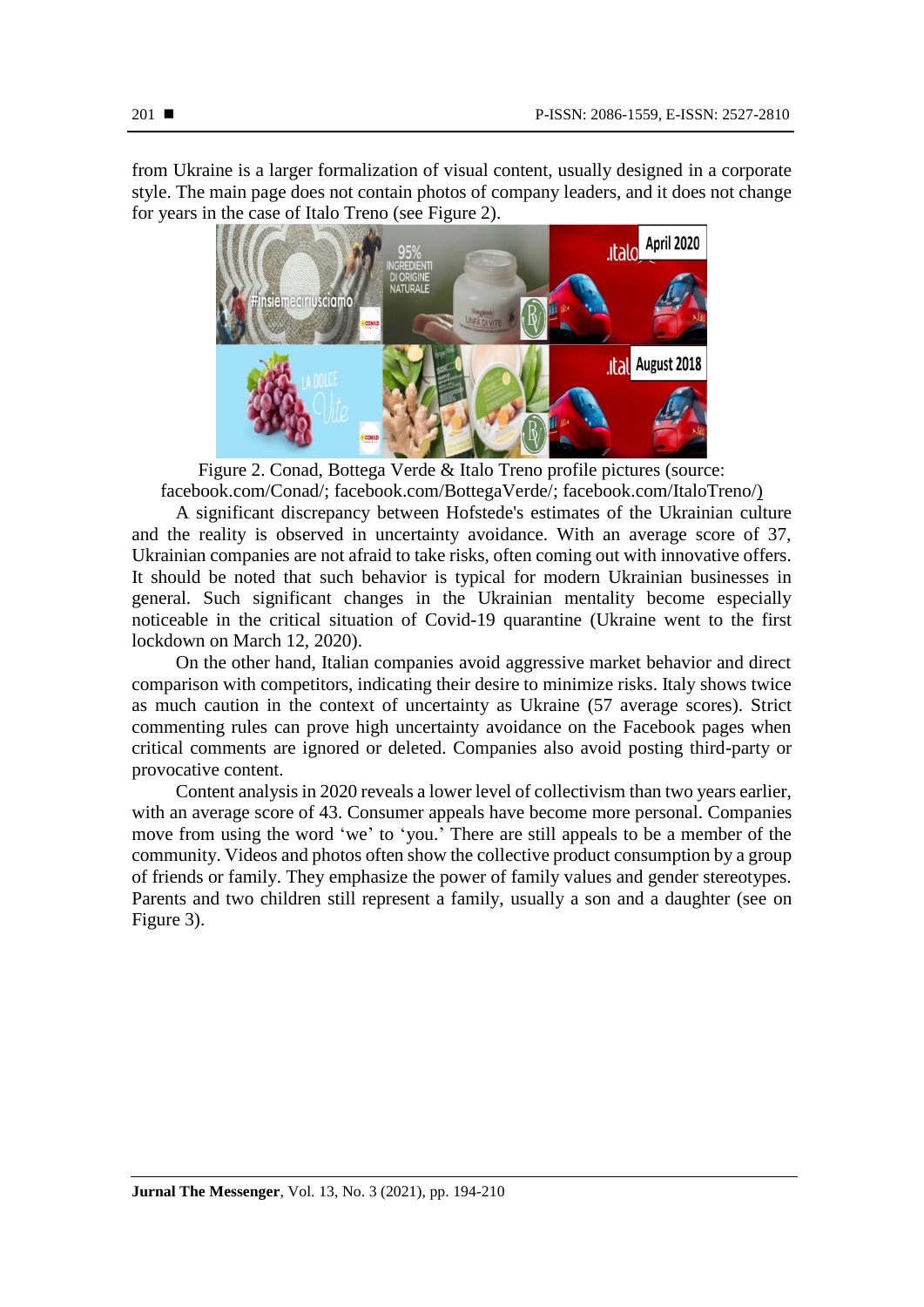from Ukraine is a larger formalization of visual content, usually designed in a corporate style. The main page does not contain photos of company leaders, and it does not change for years in the case of Italo Treno (see Figure 2).

Figure 2. Conad, Bottega Verde & Italo Treno profile pictures (source: facebook.com/Conad/; facebook.com/BottegaVerde/; facebook.com/ItaloTreno/)

A significant discrepancy between Hofstede's estimates of the Ukrainian culture and the reality is observed in uncertainty avoidance. With an average score of 37, Ukrainian companies are not afraid to take risks, often coming out with innovative offers. It should be noted that such behavior is typical for modern Ukrainian businesses in general. Such significant changes in the Ukrainian mentality become especially noticeable in the critical situation of Covid-19 quarantine (Ukraine went to the first lockdown on March 12, 2020).

On the other hand, Italian companies avoid aggressive market behavior and direct comparison with competitors, indicating their desire to minimize risks. Italy shows twice as much caution in the context of uncertainty as Ukraine (57 average scores). Strict commenting rules can prove high uncertainty avoidance on the Facebook pages when critical comments are ignored or deleted. Companies also avoid posting third-party or provocative content.

Content analysis in 2020 reveals a lower level of collectivism than two years earlier, with an average score of 43. Consumer appeals have become more personal. Companies move from using the word 'we' to 'you.' There are still appeals to be a member of the community. Videos and photos often show the collective product consumption by a group of friends or family. They emphasize the power of family values and gender stereotypes. Parents and two children still represent a family, usually a son and a daughter (see on Figure 3).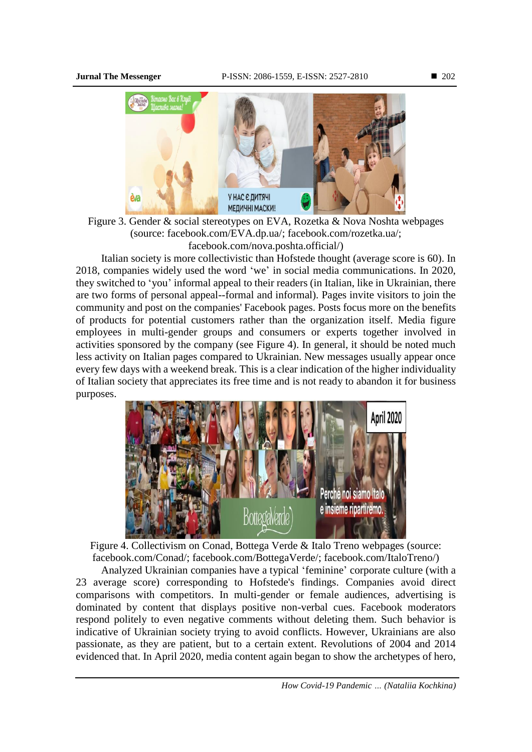Figure 3. Gender & social stereotypes on EVA, Rozetka & Nova Noshta webpages (source: facebook.com/EVA.dp.ua/; facebook.com/rozetka.ua/; facebook.com/nova.poshta.official/)

Italian society is more collectivistic than Hofstede thought (average score is 60). In 2018, companies widely used the word 'we' in social media communications. In 2020, they switched to 'you' informal appeal to their readers (in Italian, like in Ukrainian, there are two forms of personal appeal--formal and informal). Pages invite visitors to join the community and post on the companies' Facebook pages. Posts focus more on the benefits of products for potential customers rather than the organization itself. Media figure employees in multi-gender groups and consumers or experts together involved in activities sponsored by the company (see Figure 4). In general, it should be noted much less activity on Italian pages compared to Ukrainian. New messages usually appear once every few days with a weekend break. This is a clear indication of the higher individuality of Italian society that appreciates its free time and is not ready to abandon it for business purposes.

Figure 4. Collectivism on Conad, Bottega Verde & Italo Treno webpages (source: facebook.com/Conad/; facebook.com/BottegaVerde/; facebook.com/ItaloTreno/)

Analyzed Ukrainian companies have a typical 'feminine' corporate culture (with a 23 average score) corresponding to Hofstede's findings. Companies avoid direct comparisons with competitors. In multi-gender or female audiences, advertising is dominated by content that displays positive non-verbal cues. Facebook moderators respond politely to even negative comments without deleting them. Such behavior is indicative of Ukrainian society trying to avoid conflicts. However, Ukrainians are also passionate, as they are patient, but to a certain extent. Revolutions of 2004 and 2014 evidenced that. In April 2020, media content again began to show the archetypes of hero,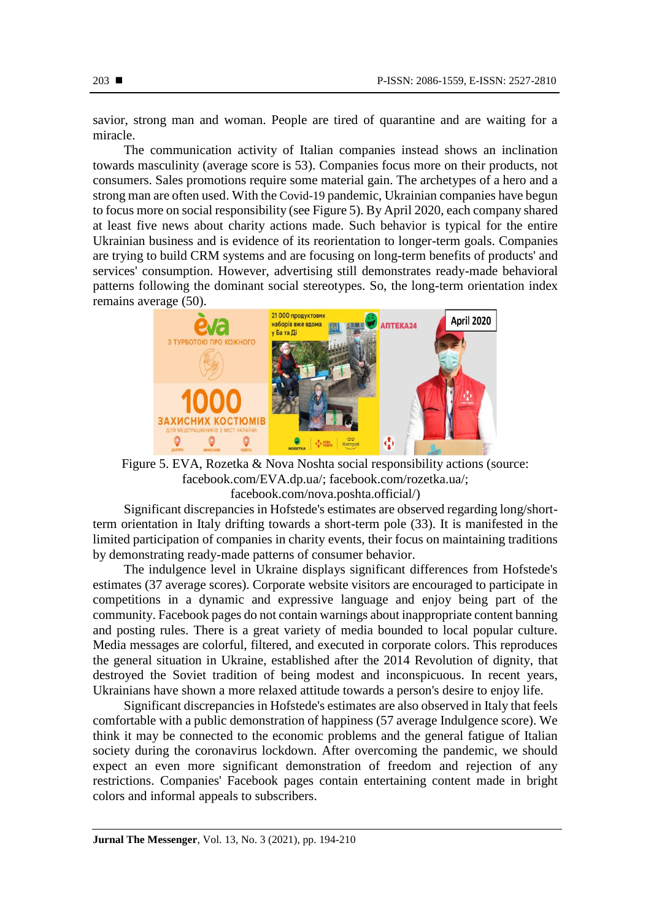savior, strong man and woman. People are tired of quarantine and are waiting for a miracle.

The communication activity of Italian companies instead shows an inclination towards masculinity (average score is 53). Companies focus more on their products, not consumers. Sales promotions require some material gain. The archetypes of a hero and a strong man are often used. With the Covid-19 pandemic, Ukrainian companies have begun to focus more on social responsibility (see Figure 5). By April 2020, each company shared at least five news about charity actions made. Such behavior is typical for the entire Ukrainian business and is evidence of its reorientation to longer-term goals. Companies are trying to build CRM systems and are focusing on long-term benefits of products' and services' consumption. However, advertising still demonstrates ready-made behavioral patterns following the dominant social stereotypes. So, the long-term orientation index remains average (50).

Figure 5. EVA, Rozetka & Nova Noshta social responsibility actions (source: facebook.com/EVA.dp.ua/; facebook.com/rozetka.ua/; facebook.com/nova.poshta.official/)

Significant discrepancies in Hofstede's estimates are observed regarding long/short-term orientation in Italy drifting towards a short-term pole (33). It is manifested in the limited participation of companies in charity events, their focus on maintaining traditions by demonstrating ready-made patterns of consumer behavior.

The indulgence level in Ukraine displays significant differences from Hofstede's estimates (37 average scores). Corporate website visitors are encouraged to participate in competitions in a dynamic and expressive language and enjoy being part of the community. Facebook pages do not contain warnings about inappropriate content banning and posting rules. There is a great variety of media bounded to local popular culture. Media messages are colorful, filtered, and executed in corporate colors. This reproduces the general situation in Ukraine, established after the 2014 Revolution of dignity, that destroyed the Soviet tradition of being modest and inconspicuous. In recent years, Ukrainians have shown a more relaxed attitude towards a person's desire to enjoy life.

Significant discrepancies in Hofstede's estimates are also observed in Italy that feels comfortable with a public demonstration of happiness (57 average Indulgence score). We think it may be connected to the economic problems and the general fatigue of Italian society during the coronavirus lockdown. After overcoming the pandemic, we should expect an even more significant demonstration of freedom and rejection of any restrictions. Companies' Facebook pages contain entertaining content made in bright colors and informal appeals to subscribers.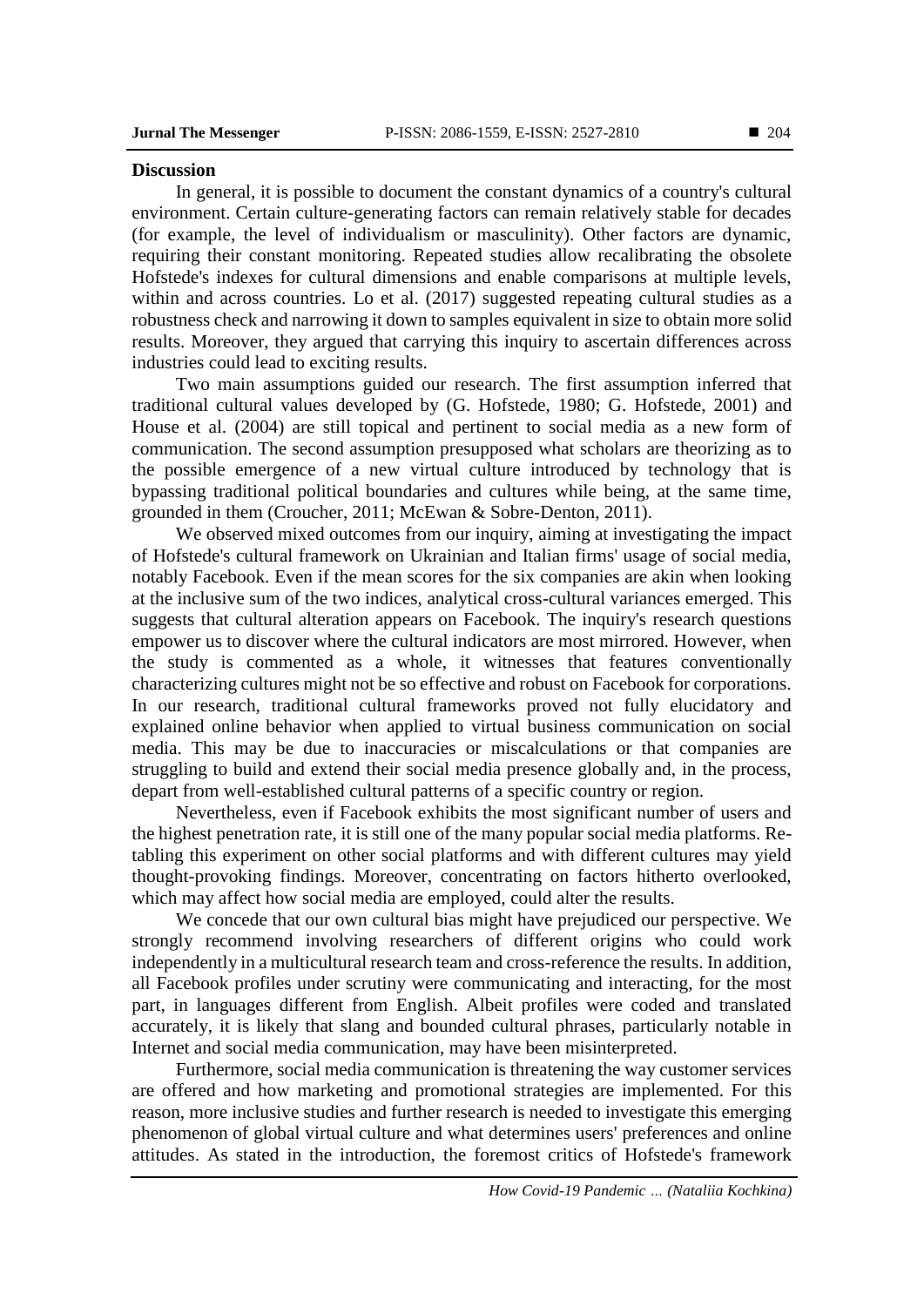## Discussion

In general, it is possible to document the constant dynamics of a country's cultural environment. Certain culture-generating factors can remain relatively stable for decades (for example, the level of individualism or masculinity). Other factors are dynamic, requiring their constant monitoring. Repeated studies allow recalibrating the obsolete Hofstede's indexes for cultural dimensions and enable comparisons at multiple levels, within and across countries. Lo et al. (2017) suggested repeating cultural studies as a robustness check and narrowing it down to samples equivalent in size to obtain more solid results. Moreover, they argued that carrying this inquiry to ascertain differences across industries could lead to exciting results.

Two main assumptions guided our research. The first assumption inferred that traditional cultural values developed by (G. Hofstede, 1980; G. Hofstede, 2001) and House et al. (2004) are still topical and pertinent to social media as a new form of communication. The second assumption presupposed what scholars are theorizing as to the possible emergence of a new virtual culture introduced by technology that is bypassing traditional political boundaries and cultures while being, at the same time, grounded in them (Croucher, 2011; McEwan & Sobre-Denton, 2011).

We observed mixed outcomes from our inquiry, aiming at investigating the impact of Hofstede's cultural framework on Ukrainian and Italian firms' usage of social media, notably Facebook. Even if the mean scores for the six companies are akin when looking at the inclusive sum of the two indices, analytical cross-cultural variances emerged. This suggests that cultural alteration appears on Facebook. The inquiry's research questions empower us to discover where the cultural indicators are most mirrored. However, when the study is commented as a whole, it witnesses that features conventionally characterizing cultures might not be so effective and robust on Facebook for corporations. In our research, traditional cultural frameworks proved not fully elucidatory and explained online behavior when applied to virtual business communication on social media. This may be due to inaccuracies or miscalculations or that companies are struggling to build and extend their social media presence globally and, in the process, depart from well-established cultural patterns of a specific country or region.

Nevertheless, even if Facebook exhibits the most significant number of users and the highest penetration rate, it is still one of the many popular social media platforms. Re-tabling this experiment on other social platforms and with different cultures may yield thought-provoking findings. Moreover, concentrating on factors hitherto overlooked, which may affect how social media are employed, could alter the results.

We concede that our own cultural bias might have prejudiced our perspective. We strongly recommend involving researchers of different origins who could work independently in a multicultural research team and cross-reference the results. In addition, all Facebook profiles under scrutiny were communicating and interacting, for the most part, in languages different from English. Albeit profiles were coded and translated accurately, it is likely that slang and bounded cultural phrases, particularly notable in Internet and social media communication, may have been misinterpreted.

Furthermore, social media communication is threatening the way customer services are offered and how marketing and promotional strategies are implemented. For this reason, more inclusive studies and further research is needed to investigate this emerging phenomenon of global virtual culture and what determines users' preferences and online attitudes. As stated in the introduction, the foremost critics of Hofstede's framework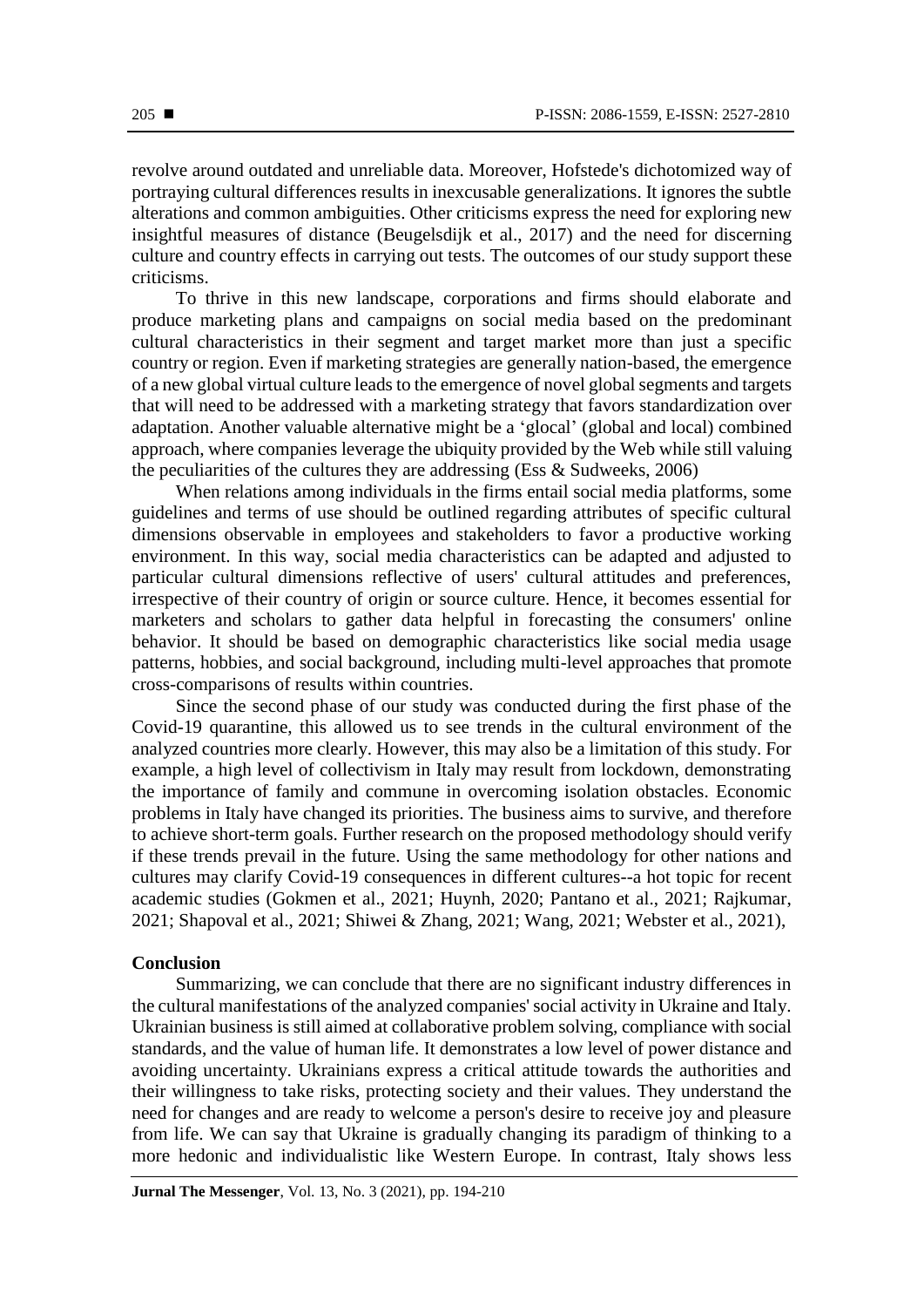revolve around outdated and unreliable data. Moreover, Hofstede's dichotomized way of portraying cultural differences results in inexcusable generalizations. It ignores the subtle alterations and common ambiguities. Other criticisms express the need for exploring new insightful measures of distance (Beugelsdijk et al., 2017) and the need for discerning culture and country effects in carrying out tests. The outcomes of our study support these criticisms.

To thrive in this new landscape, corporations and firms should elaborate and produce marketing plans and campaigns on social media based on the predominant cultural characteristics in their segment and target market more than just a specific country or region. Even if marketing strategies are generally nation-based, the emergence of a new global virtual culture leads to the emergence of novel global segments and targets that will need to be addressed with a marketing strategy that favors standardization over adaptation. Another valuable alternative might be a 'glocal' (global and local) combined approach, where companies leverage the ubiquity provided by the Web while still valuing the peculiarities of the cultures they are addressing (Ess & Sudweeks, 2006)

When relations among individuals in the firms entail social media platforms, some guidelines and terms of use should be outlined regarding attributes of specific cultural dimensions observable in employees and stakeholders to favor a productive working environment. In this way, social media characteristics can be adapted and adjusted to particular cultural dimensions reflective of users' cultural attitudes and preferences, irrespective of their country of origin or source culture. Hence, it becomes essential for marketers and scholars to gather data helpful in forecasting the consumers' online behavior. It should be based on demographic characteristics like social media usage patterns, hobbies, and social background, including multi-level approaches that promote cross-comparisons of results within countries.

Since the second phase of our study was conducted during the first phase of the Covid-19 quarantine, this allowed us to see trends in the cultural environment of the analyzed countries more clearly. However, this may also be a limitation of this study. For example, a high level of collectivism in Italy may result from lockdown, demonstrating the importance of family and commune in overcoming isolation obstacles. Economic problems in Italy have changed its priorities. The business aims to survive, and therefore to achieve short-term goals. Further research on the proposed methodology should verify if these trends prevail in the future. Using the same methodology for other nations and cultures may clarify Covid-19 consequences in different cultures--a hot topic for recent academic studies (Gokmen et al., 2021; Huynh, 2020; Pantano et al., 2021; Rajkumar, 2021; Shapoval et al., 2021; Shiwei & Zhang, 2021; Wang, 2021; Webster et al., 2021),

## Conclusion

Summarizing, we can conclude that there are no significant industry differences in the cultural manifestations of the analyzed companies' social activity in Ukraine and Italy. Ukrainian business is still aimed at collaborative problem solving, compliance with social standards, and the value of human life. It demonstrates a low level of power distance and avoiding uncertainty. Ukrainians express a critical attitude towards the authorities and their willingness to take risks, protecting society and their values. They understand the need for changes and are ready to welcome a person's desire to receive joy and pleasure from life. We can say that Ukraine is gradually changing its paradigm of thinking to a more hedonic and individualistic like Western Europe. In contrast, Italy shows less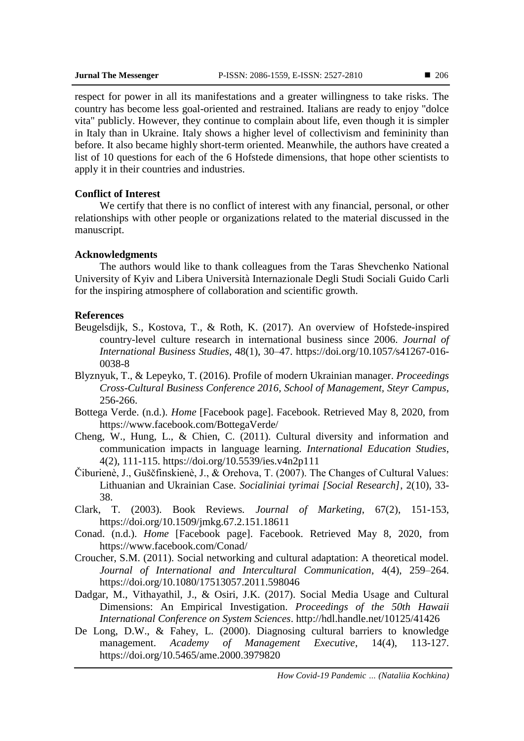respect for power in all its manifestations and a greater willingness to take risks. The country has become less goal-oriented and restrained. Italians are ready to enjoy "dolce vita" publicly. However, they continue to complain about life, even though it is simpler in Italy than in Ukraine. Italy shows a higher level of collectivism and femininity than before. It also became highly short-term oriented. Meanwhile, the authors have created a list of 10 questions for each of the 6 Hofstede dimensions, that hope other scientists to apply it in their countries and industries.

## Conflict of Interest

We certify that there is no conflict of interest with any financial, personal, or other relationships with other people or organizations related to the material discussed in the manuscript.

## Acknowledgments

The authors would like to thank colleagues from the Taras Shevchenko National University of Kyiv and Libera Università Internazionale Degli Studi Sociali Guido Carli for the inspiring atmosphere of collaboration and scientific growth.

## References

Beugelsdijk, S., Kostova, T., & Roth, K. (2017). An overview of Hofstede-inspired country-level culture research in international business since 2006. *Journal of International Business Studies*, 48(1), 30–47. https://doi.org/10.1057/s41267-016-0038-8

Blyznyuk, T., & Lepeyko, T. (2016). Profile of modern Ukrainian manager. *Proceedings Cross-Cultural Business Conference 2016, School of Management, Steyr Campus*, 256-266.

Bottega Verde. (n.d.). *Home* [Facebook page]. Facebook. Retrieved May 8, 2020, from https://www.facebook.com/BottegaVerde/

Cheng, W., Hung, L., & Chien, C. (2011). Cultural diversity and information and communication impacts in language learning. *International Education Studies*, 4(2), 111-115. https://doi.org/10.5539/ies.v4n2p111

Čiburienė, J., Guščfinskienė, J., & Orehova, T. (2007). The Changes of Cultural Values: Lithuanian and Ukrainian Case. *Socialiniai tyrimai [Social Research]*, 2(10), 33-38.

Clark, T. (2003). Book Reviews. *Journal of Marketing*, 67(2), 151-153, https://doi.org/10.1509/jmkg.67.2.151.18611

Conad. (n.d.). *Home* [Facebook page]. Facebook. Retrieved May 8, 2020, from https://www.facebook.com/Conad/

Croucher, S.M. (2011). Social networking and cultural adaptation: A theoretical model. *Journal of International and Intercultural Communication*, 4(4), 259–264. https://doi.org/10.1080/17513057.2011.598046

Dadgar, M., Vithayathil, J., & Osiri, J.K. (2017). Social Media Usage and Cultural Dimensions: An Empirical Investigation. *Proceedings of the 50th Hawaii International Conference on System Sciences*. http://hdl.handle.net/10125/41426

De Long, D.W., & Fahey, L. (2000). Diagnosing cultural barriers to knowledge management. *Academy of Management Executive*, 14(4), 113-127. https://doi.org/10.5465/ame.2000.3979820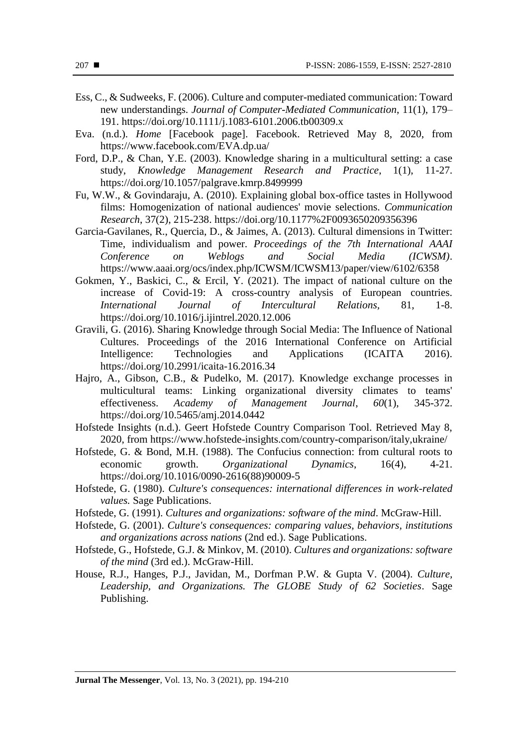Ess, C., & Sudweeks, F. (2006). Culture and computer-mediated communication: Toward new understandings. *Journal of Computer-Mediated Communication*, 11(1), 179–191. https://doi.org/10.1111/j.1083-6101.2006.tb00309.x

Eva. (n.d.). *Home* [Facebook page]. Facebook. Retrieved May 8, 2020, from https://www.facebook.com/EVA.dp.ua/

Ford, D.P., & Chan, Y.E. (2003). Knowledge sharing in a multicultural setting: a case study, *Knowledge Management Research and Practice*, 1(1), 11-27. https://doi.org/10.1057/palgrave.kmrp.8499999

Fu, W.W., & Govindaraju, A. (2010). Explaining global box-office tastes in Hollywood films: Homogenization of national audiences' movie selections. *Communication Research*, 37(2), 215-238. https://doi.org/10.1177%2F0093650209356396

Garcia-Gavilanes, R., Quercia, D., & Jaimes, A. (2013). Cultural dimensions in Twitter: Time, individualism and power. *Proceedings of the 7th International AAAI Conference on Weblogs and Social Media (ICWSM)*. https://www.aaai.org/ocs/index.php/ICWSM/ICWSM13/paper/view/6102/6358

Gokmen, Y., Baskici, C., & Ercil, Y. (2021). The impact of national culture on the increase of Covid-19: A cross-country analysis of European countries. *International Journal of Intercultural Relations*, 81, 1-8. https://doi.org/10.1016/j.ijintrel.2020.12.006

Gravili, G. (2016). Sharing Knowledge through Social Media: The Influence of National Cultures. Proceedings of the 2016 International Conference on Artificial Intelligence: Technologies and Applications (ICAITA 2016). https://doi.org/10.2991/icaita-16.2016.34

Hajro, A., Gibson, C.B., & Pudelko, M. (2017). Knowledge exchange processes in multicultural teams: Linking organizational diversity climates to teams' effectiveness. *Academy of Management Journal*, *60*(1), 345-372. https://doi.org/10.5465/amj.2014.0442

Hofstede Insights (n.d.). Geert Hofstede Country Comparison Tool. Retrieved May 8, 2020, from https://www.hofstede-insights.com/country-comparison/italy,ukraine/

Hofstede, G. & Bond, M.H. (1988). The Confucius connection: from cultural roots to economic growth. *Organizational Dynamics*, 16(4), 4-21. https://doi.org/10.1016/0090-2616(88)90009-5

Hofstede, G. (1980). *Culture's consequences: international differences in work-related values.* Sage Publications.

Hofstede, G. (1991). *Cultures and organizations: software of the mind*. McGraw-Hill.

Hofstede, G. (2001). *Culture's consequences: comparing values, behaviors, institutions and organizations across nations* (2nd ed.). Sage Publications.

Hofstede, G., Hofstede, G.J. & Minkov, M. (2010). *Cultures and organizations: software of the mind* (3rd ed.). McGraw-Hill.

House, R.J., Hanges, P.J., Javidan, M., Dorfman P.W. & Gupta V. (2004). *Culture, Leadership, and Organizations. The GLOBE Study of 62 Societies*. Sage Publishing.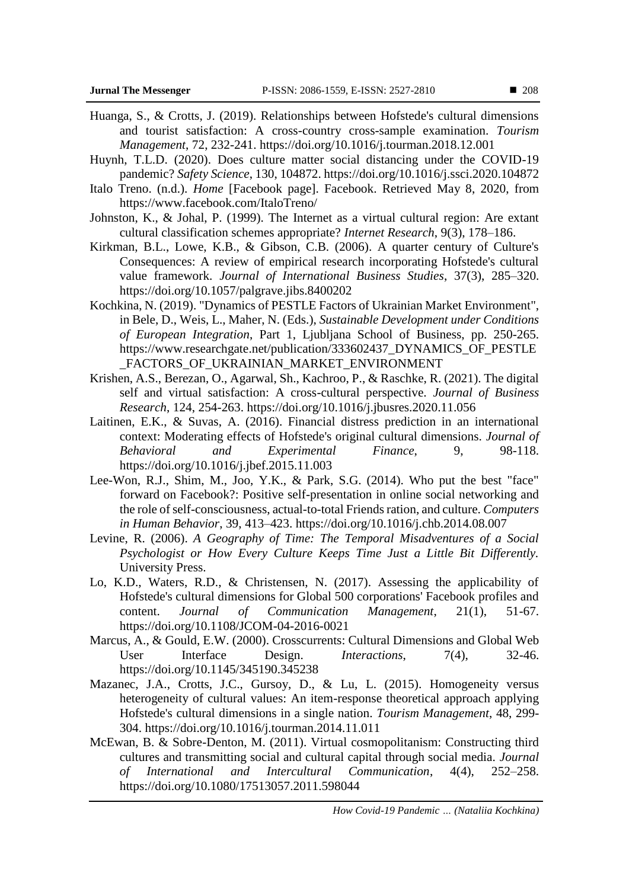Huanga, S., & Crotts, J. (2019). Relationships between Hofstede's cultural dimensions and tourist satisfaction: A cross-country cross-sample examination. *Tourism Management*, 72, 232-241. https://doi.org/10.1016/j.tourman.2018.12.001

Huynh, T.L.D. (2020). Does culture matter social distancing under the COVID-19 pandemic? *Safety Science*, 130, 104872. https://doi.org/10.1016/j.ssci.2020.104872

Italo Treno. (n.d.). *Home* [Facebook page]. Facebook. Retrieved May 8, 2020, from https://www.facebook.com/ItaloTreno/

Johnston, K., & Johal, P. (1999). The Internet as a virtual cultural region: Are extant cultural classification schemes appropriate? *Internet Research*, 9(3), 178–186.

Kirkman, B.L., Lowe, K.B., & Gibson, C.B. (2006). A quarter century of Culture's Consequences: A review of empirical research incorporating Hofstede's cultural value framework. *Journal of International Business Studies*, 37(3), 285–320. https://doi.org/10.1057/palgrave.jibs.8400202

Kochkina, N. (2019). "Dynamics of PESTLE Factors of Ukrainian Market Environment", in Bele, D., Weis, L., Maher, N. (Eds.), *Sustainable Development under Conditions of European Integration*, Part 1, Ljubljana School of Business, pp. 250-265. https://www.researchgate.net/publication/333602437_DYNAMICS_OF_PESTLE_FACTORS_OF_UKRAINIAN_MARKET_ENVIRONMENT

Krishen, A.S., Berezan, O., Agarwal, Sh., Kachroo, P., & Raschke, R. (2021). The digital self and virtual satisfaction: A cross-cultural perspective. *Journal of Business Research*, 124, 254-263. https://doi.org/10.1016/j.jbusres.2020.11.056

Laitinen, E.K., & Suvas, A. (2016). Financial distress prediction in an international context: Moderating effects of Hofstede's original cultural dimensions. *Journal of Behavioral and Experimental Finance*, 9, 98-118. https://doi.org/10.1016/j.jbef.2015.11.003

Lee-Won, R.J., Shim, M., Joo, Y.K., & Park, S.G. (2014). Who put the best "face" forward on Facebook?: Positive self-presentation in online social networking and the role of self-consciousness, actual-to-total Friends ration, and culture. *Computers in Human Behavior*, 39, 413–423. https://doi.org/10.1016/j.chb.2014.08.007

Levine, R. (2006). *A Geography of Time: The Temporal Misadventures of a Social Psychologist or How Every Culture Keeps Time Just a Little Bit Differently.* University Press.

Lo, K.D., Waters, R.D., & Christensen, N. (2017). Assessing the applicability of Hofstede's cultural dimensions for Global 500 corporations' Facebook profiles and content. *Journal of Communication Management*, 21(1), 51-67. https://doi.org/10.1108/JCOM-04-2016-0021

Marcus, A., & Gould, E.W. (2000). Crosscurrents: Cultural Dimensions and Global Web User Interface Design. *Interactions*, 7(4), 32-46. https://doi.org/10.1145/345190.345238

Mazanec, J.A., Crotts, J.C., Gursoy, D., & Lu, L. (2015). Homogeneity versus heterogeneity of cultural values: An item-response theoretical approach applying Hofstede's cultural dimensions in a single nation. *Tourism Management*, 48, 299-304. https://doi.org/10.1016/j.tourman.2014.11.011

McEwan, B. & Sobre-Denton, M. (2011). Virtual cosmopolitanism: Constructing third cultures and transmitting social and cultural capital through social media. *Journal of International and Intercultural Communication*, 4(4), 252–258. https://doi.org/10.1080/17513057.2011.598044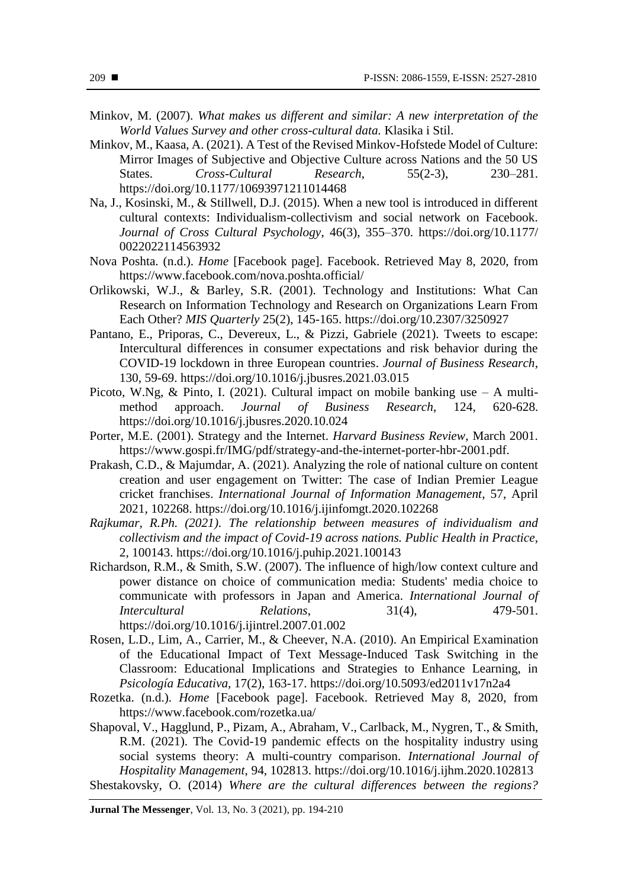Minkov, M. (2007). *What makes us different and similar: A new interpretation of the World Values Survey and other cross-cultural data.* Klasika i Stil.

Minkov, M., Kaasa, A. (2021). A Test of the Revised Minkov-Hofstede Model of Culture: Mirror Images of Subjective and Objective Culture across Nations and the 50 US States. *Cross-Cultural Research*, 55(2-3), 230–281. https://doi.org/10.1177/10693971211014468

Na, J., Kosinski, M., & Stillwell, D.J. (2015). When a new tool is introduced in different cultural contexts: Individualism-collectivism and social network on Facebook. *Journal of Cross Cultural Psychology*, 46(3), 355–370. https://doi.org/10.1177/0022022114563932

Nova Poshta. (n.d.). *Home* [Facebook page]. Facebook. Retrieved May 8, 2020, from https://www.facebook.com/nova.poshta.official/

Orlikowski, W.J., & Barley, S.R. (2001). Technology and Institutions: What Can Research on Information Technology and Research on Organizations Learn From Each Other? *MIS Quarterly* 25(2), 145-165. https://doi.org/10.2307/3250927

Pantano, E., Priporas, C., Devereux, L., & Pizzi, Gabriele (2021). Tweets to escape: Intercultural differences in consumer expectations and risk behavior during the COVID-19 lockdown in three European countries. *Journal of Business Research*, 130, 59-69. https://doi.org/10.1016/j.jbusres.2021.03.015

Picoto, W.Ng, & Pinto, I. (2021). Cultural impact on mobile banking use – A multi-method approach. *Journal of Business Research*, 124, 620-628. https://doi.org/10.1016/j.jbusres.2020.10.024

Porter, M.E. (2001). Strategy and the Internet. *Harvard Business Review*, March 2001. https://www.gospi.fr/IMG/pdf/strategy-and-the-internet-porter-hbr-2001.pdf.

Prakash, C.D., & Majumdar, A. (2021). Analyzing the role of national culture on content creation and user engagement on Twitter: The case of Indian Premier League cricket franchises. *International Journal of Information Management*, 57, April 2021, 102268. https://doi.org/10.1016/j.ijinfomgt.2020.102268

*Rajkumar, R.Ph. (2021). The relationship between measures of individualism and collectivism and the impact of Covid-19 across nations. Public Health in Practice*, 2, 100143. https://doi.org/10.1016/j.puhip.2021.100143

Richardson, R.M., & Smith, S.W. (2007). The influence of high/low context culture and power distance on choice of communication media: Students' media choice to communicate with professors in Japan and America. *International Journal of Intercultural Relations*, 31(4), 479-501. https://doi.org/10.1016/j.ijintrel.2007.01.002

Rosen, L.D., Lim, A., Carrier, M., & Cheever, N.A. (2010). An Empirical Examination of the Educational Impact of Text Message-Induced Task Switching in the Classroom: Educational Implications and Strategies to Enhance Learning, in *Psicología Educativa*, 17(2), 163-17. https://doi.org/10.5093/ed2011v17n2a4

Rozetka. (n.d.). *Home* [Facebook page]. Facebook. Retrieved May 8, 2020, from https://www.facebook.com/rozetka.ua/

Shapoval, V., Hagglund, P., Pizam, A., Abraham, V., Carlback, M., Nygren, T., & Smith, R.M. (2021). The Covid-19 pandemic effects on the hospitality industry using social systems theory: A multi-country comparison. *International Journal of Hospitality Management*, 94, 102813. https://doi.org/10.1016/j.ijhm.2020.102813

Shestakovsky, O. (2014) *Where are the cultural differences between the regions?*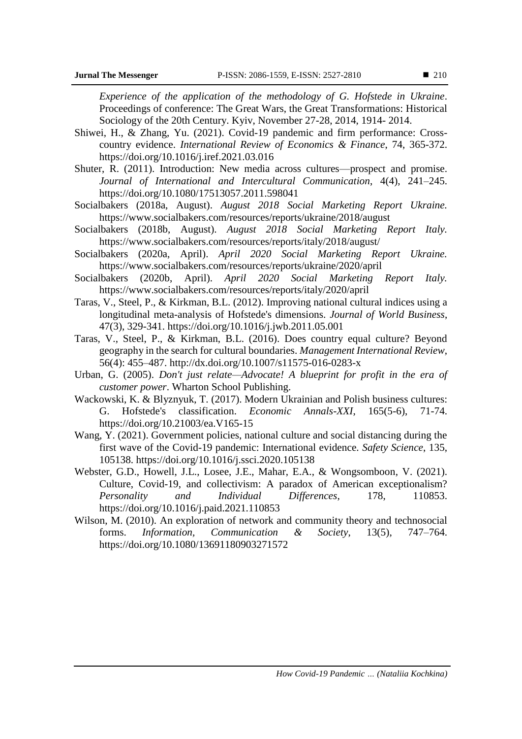*Experience of the application of the methodology of G. Hofstede in Ukraine*. Proceedings of conference: The Great Wars, the Great Transformations: Historical Sociology of the 20th Century. Kyiv, November 27-28, 2014, 1914- 2014.

Shiwei, H., & Zhang, Yu. (2021). Covid-19 pandemic and firm performance: Cross-country evidence. *International Review of Economics & Finance*, 74, 365-372. https://doi.org/10.1016/j.iref.2021.03.016

Shuter, R. (2011). Introduction: New media across cultures—prospect and promise. *Journal of International and Intercultural Communication*, 4(4), 241–245. https://doi.org/10.1080/17513057.2011.598041

Socialbakers (2018a, August). *August 2018 Social Marketing Report Ukraine.* https://www.socialbakers.com/resources/reports/ukraine/2018/august

Socialbakers (2018b, August). *August 2018 Social Marketing Report Italy.* https://www.socialbakers.com/resources/reports/italy/2018/august/

Socialbakers (2020a, April). *April 2020 Social Marketing Report Ukraine.* https://www.socialbakers.com/resources/reports/ukraine/2020/april

Socialbakers (2020b, April). *April 2020 Social Marketing Report Italy.* https://www.socialbakers.com/resources/reports/italy/2020/april

Taras, V., Steel, P., & Kirkman, B.L. (2012). Improving national cultural indices using a longitudinal meta-analysis of Hofstede's dimensions. *Journal of World Business*, 47(3), 329-341. https://doi.org/10.1016/j.jwb.2011.05.001

Taras, V., Steel, P., & Kirkman, B.L. (2016). Does country equal culture? Beyond geography in the search for cultural boundaries. *Management International Review*, 56(4): 455–487. http://dx.doi.org/10.1007/s11575-016-0283-x

Urban, G. (2005). *Don't just relate—Advocate! A blueprint for profit in the era of customer power*. Wharton School Publishing.

Wackowski, K. & Blyznyuk, T. (2017). Modern Ukrainian and Polish business cultures: G. Hofstede's classification. *Economic Annals-XXI*, 165(5-6), 71-74. https://doi.org/10.21003/ea.V165-15

Wang, Y. (2021). Government policies, national culture and social distancing during the first wave of the Covid-19 pandemic: International evidence. *Safety Science*, 135, 105138. https://doi.org/10.1016/j.ssci.2020.105138

Webster, G.D., Howell, J.L., Losee, J.E., Mahar, E.A., & Wongsomboon, V. (2021). Culture, Covid-19, and collectivism: A paradox of American exceptionalism? *Personality and Individual Differences*, 178, 110853. https://doi.org/10.1016/j.paid.2021.110853

Wilson, M. (2010). An exploration of network and community theory and technosocial forms. *Information, Communication & Society*, 13(5), 747–764. https://doi.org/10.1080/13691180903271572